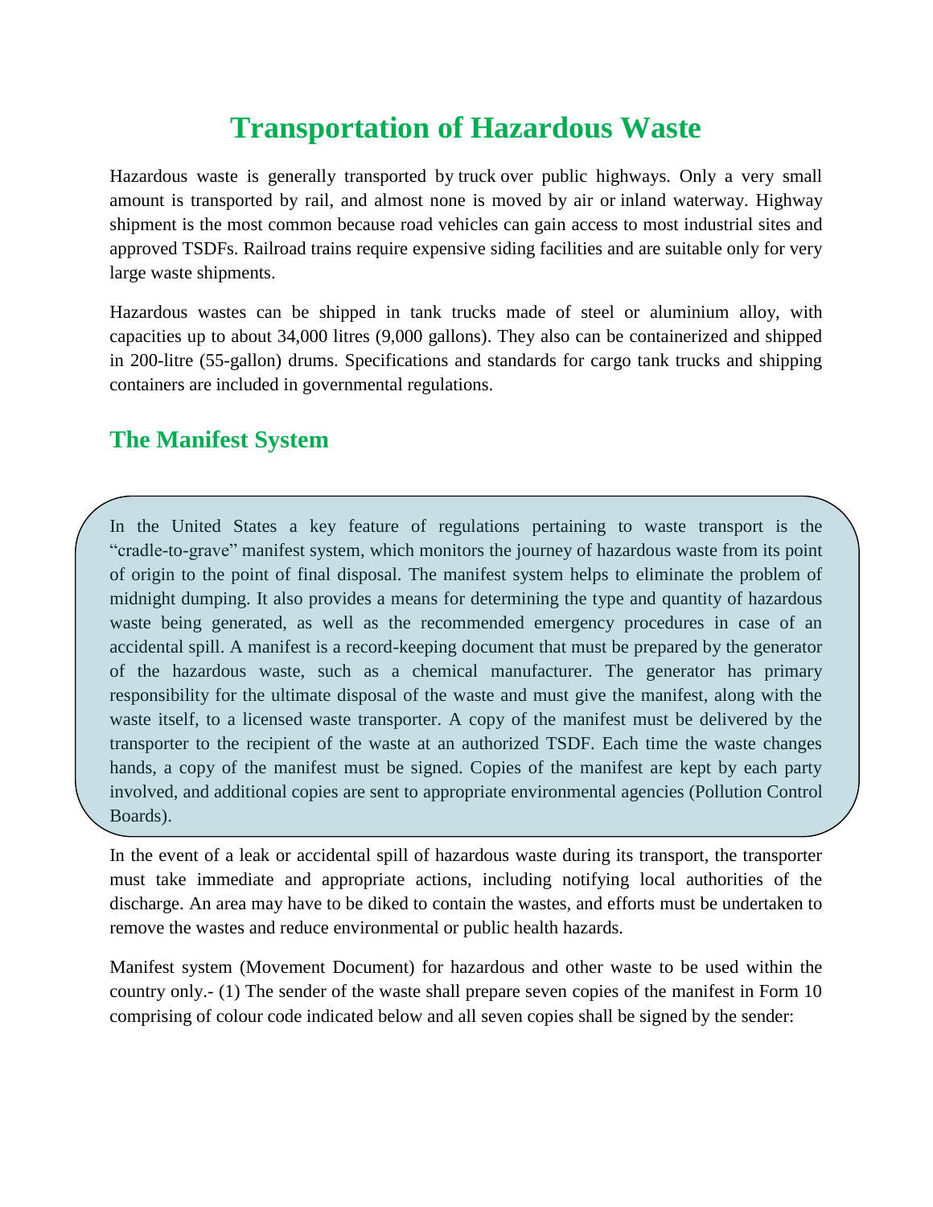# Transportation of Hazardous Waste

Hazardous waste is generally transported by truck over public highways. Only a very small amount is transported by rail, and almost none is moved by air or inland waterway. Highway shipment is the most common because road vehicles can gain access to most industrial sites and approved TSDFs. Railroad trains require expensive siding facilities and are suitable only for very large waste shipments.

Hazardous wastes can be shipped in tank trucks made of steel or aluminium alloy, with capacities up to about 34,000 litres (9,000 gallons). They also can be containerized and shipped in 200-litre (55-gallon) drums. Specifications and standards for cargo tank trucks and shipping containers are included in governmental regulations.

## The Manifest System

In the United States a key feature of regulations pertaining to waste transport is the "cradle-to-grave" manifest system, which monitors the journey of hazardous waste from its point of origin to the point of final disposal. The manifest system helps to eliminate the problem of midnight dumping. It also provides a means for determining the type and quantity of hazardous waste being generated, as well as the recommended emergency procedures in case of an accidental spill. A manifest is a record-keeping document that must be prepared by the generator of the hazardous waste, such as a chemical manufacturer. The generator has primary responsibility for the ultimate disposal of the waste and must give the manifest, along with the waste itself, to a licensed waste transporter. A copy of the manifest must be delivered by the transporter to the recipient of the waste at an authorized TSDF. Each time the waste changes hands, a copy of the manifest must be signed. Copies of the manifest are kept by each party involved, and additional copies are sent to appropriate environmental agencies (Pollution Control Boards).

In the event of a leak or accidental spill of hazardous waste during its transport, the transporter must take immediate and appropriate actions, including notifying local authorities of the discharge. An area may have to be diked to contain the wastes, and efforts must be undertaken to remove the wastes and reduce environmental or public health hazards.

Manifest system (Movement Document) for hazardous and other waste to be used within the country only.- (1) The sender of the waste shall prepare seven copies of the manifest in Form 10 comprising of colour code indicated below and all seven copies shall be signed by the sender: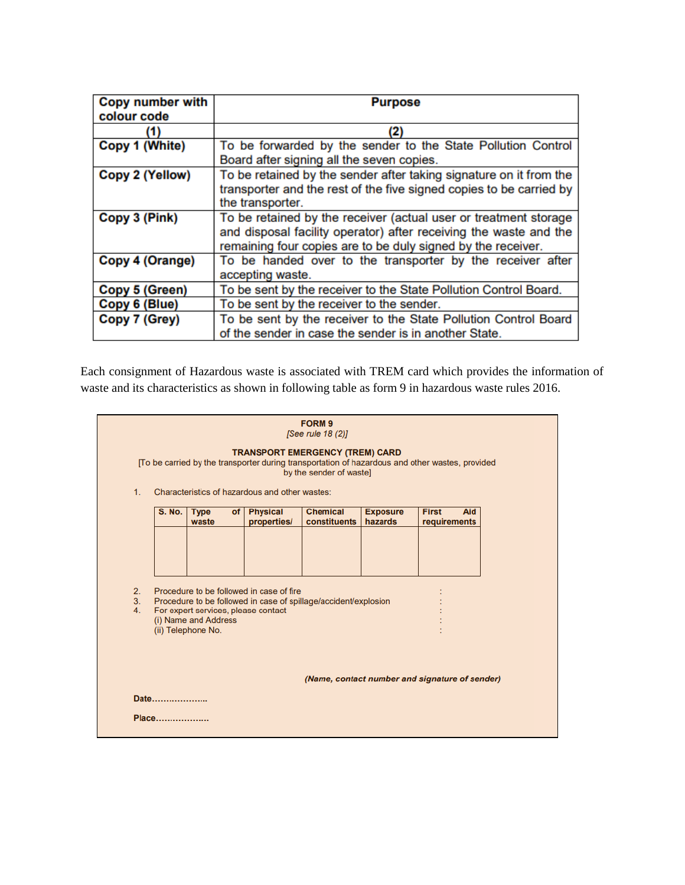| Copy number with colour code | Purpose |
|---|---|
| (1) | (2) |
| Copy 1 (White) | To be forwarded by the sender to the State Pollution Control Board after signing all the seven copies. |
| Copy 2 (Yellow) | To be retained by the sender after taking signature on it from the transporter and the rest of the five signed copies to be carried by the transporter. |
| Copy 3 (Pink) | To be retained by the receiver (actual user or treatment storage and disposal facility operator) after receiving the waste and the remaining four copies are to be duly signed by the receiver. |
| Copy 4 (Orange) | To be handed over to the transporter by the receiver after accepting waste. |
| Copy 5 (Green) | To be sent by the receiver to the State Pollution Control Board. |
| Copy 6 (Blue) | To be sent by the receiver to the sender. |
| Copy 7 (Grey) | To be sent by the receiver to the State Pollution Control Board of the sender in case the sender is in another State. |

Each consignment of Hazardous waste is associated with TREM card which provides the information of waste and its characteristics as shown in following table as form 9 in hazardous waste rules 2016.

**FORM 9**

*[See rule 18 (2)]*

**TRANSPORT EMERGENCY (TREM) CARD**

[To be carried by the transporter during transportation of hazardous and other wastes, provided by the sender of waste]

1. Characteristics of hazardous and other wastes:

| S. No. | Type of waste | Physical properties/ | Chemical constituents | Exposure hazards | First Aid requirements |
|---|---|---|---|---|---|
| | | | | | |

2. Procedure to be followed in case of fire :
3. Procedure to be followed in case of spillage/accident/explosion :
4. For expert services, please contact :
   (i) Name and Address :
   (ii) Telephone No. :

***(Name, contact number and signature of sender)***

**Date……………….**

**Place……………….**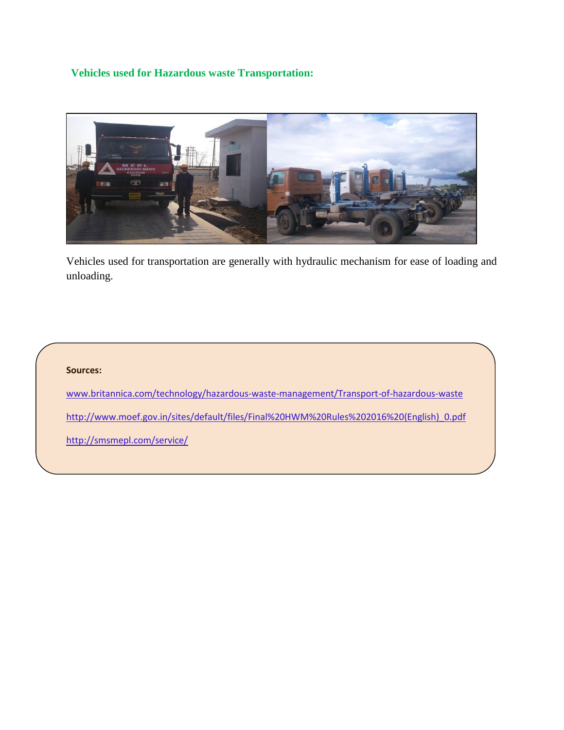## Vehicles used for Hazardous waste Transportation:

Vehicles used for transportation are generally with hydraulic mechanism for ease of loading and unloading.

**Sources:**

www.britannica.com/technology/hazardous-waste-management/Transport-of-hazardous-waste

http://www.moef.gov.in/sites/default/files/Final%20HWM%20Rules%202016%20(English)_0.pdf

http://smsmepl.com/service/